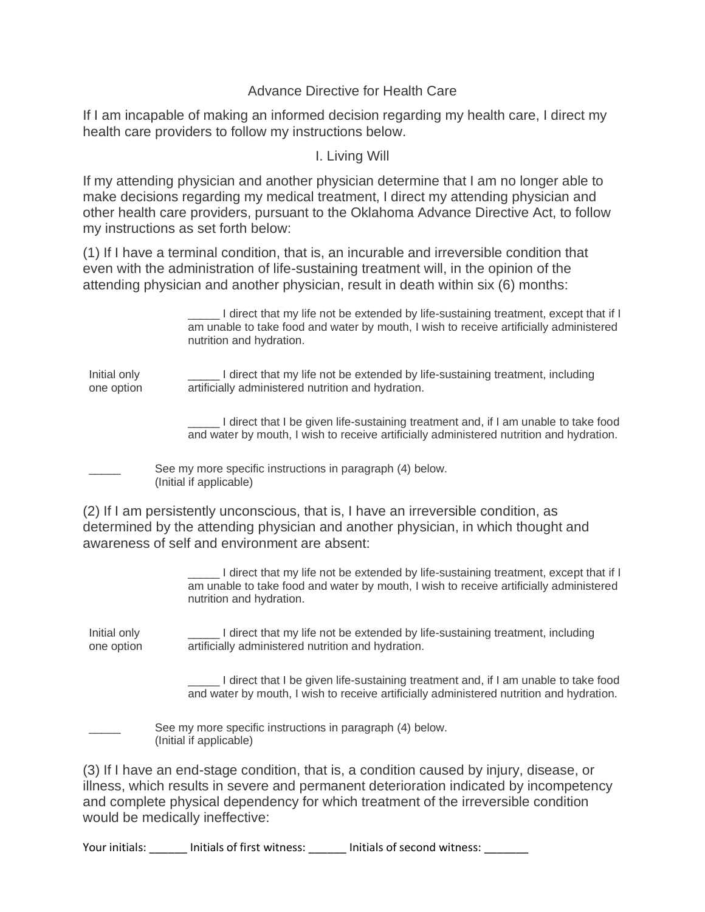# Advance Directive for Health Care

If I am incapable of making an informed decision regarding my health care, I direct my health care providers to follow my instructions below.

## I. Living Will

If my attending physician and another physician determine that I am no longer able to make decisions regarding my medical treatment, I direct my attending physician and other health care providers, pursuant to the Oklahoma Advance Directive Act, to follow my instructions as set forth below:

(1) If I have a terminal condition, that is, an incurable and irreversible condition that even with the administration of life-sustaining treatment will, in the opinion of the attending physician and another physician, result in death within six (6) months:

Initial only one option

_____ I direct that my life not be extended by life-sustaining treatment, except that if I am unable to take food and water by mouth, I wish to receive artificially administered nutrition and hydration.

_____ I direct that my life not be extended by life-sustaining treatment, including artificially administered nutrition and hydration.

_____ I direct that I be given life-sustaining treatment and, if I am unable to take food and water by mouth, I wish to receive artificially administered nutrition and hydration.

_____ See my more specific instructions in paragraph (4) below. (Initial if applicable)

(2) If I am persistently unconscious, that is, I have an irreversible condition, as determined by the attending physician and another physician, in which thought and awareness of self and environment are absent:

Initial only one option

_____ I direct that my life not be extended by life-sustaining treatment, except that if I am unable to take food and water by mouth, I wish to receive artificially administered nutrition and hydration.

_____ I direct that my life not be extended by life-sustaining treatment, including artificially administered nutrition and hydration.

_____ I direct that I be given life-sustaining treatment and, if I am unable to take food and water by mouth, I wish to receive artificially administered nutrition and hydration.

_____ See my more specific instructions in paragraph (4) below. (Initial if applicable)

(3) If I have an end-stage condition, that is, a condition caused by injury, disease, or illness, which results in severe and permanent deterioration indicated by incompetency and complete physical dependency for which treatment of the irreversible condition would be medically ineffective:

Your initials: ______ Initials of first witness: ______ Initials of second witness: _______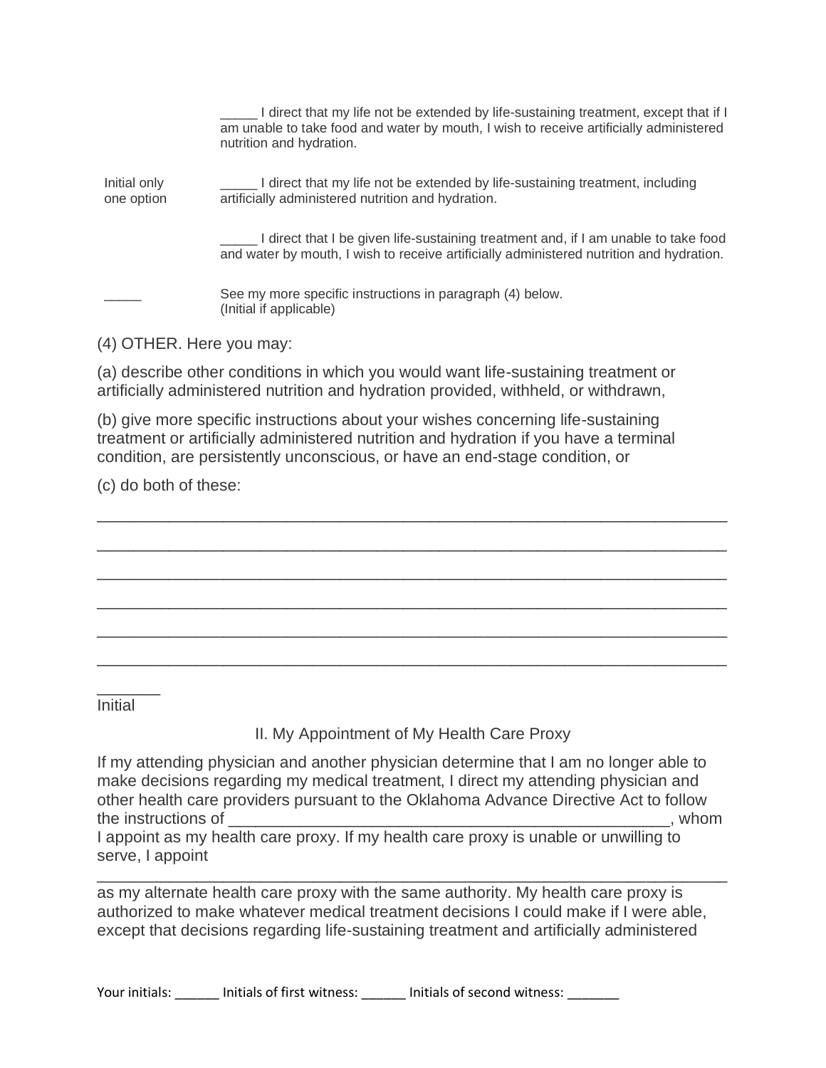_____ I direct that my life not be extended by life-sustaining treatment, except that if I am unable to take food and water by mouth, I wish to receive artificially administered nutrition and hydration.

Initial only one option

_____ I direct that my life not be extended by life-sustaining treatment, including artificially administered nutrition and hydration.

_____ I direct that I be given life-sustaining treatment and, if I am unable to take food and water by mouth, I wish to receive artificially administered nutrition and hydration.

_____ See my more specific instructions in paragraph (4) below. (Initial if applicable)

(4) OTHER. Here you may:

(a) describe other conditions in which you would want life-sustaining treatment or artificially administered nutrition and hydration provided, withheld, or withdrawn,

(b) give more specific instructions about your wishes concerning life-sustaining treatment or artificially administered nutrition and hydration if you have a terminal condition, are persistently unconscious, or have an end-stage condition, or

(c) do both of these:

________________________________________________________________________

________________________________________________________________________

________________________________________________________________________

________________________________________________________________________

________________________________________________________________________

________________________________________________________________________

_______
Initial

## II. My Appointment of My Health Care Proxy

If my attending physician and another physician determine that I am no longer able to make decisions regarding my medical treatment, I direct my attending physician and other health care providers pursuant to the Oklahoma Advance Directive Act to follow the instructions of ________________________________________________, whom I appoint as my health care proxy. If my health care proxy is unable or unwilling to serve, I appoint

________________________________________________________________________

as my alternate health care proxy with the same authority. My health care proxy is authorized to make whatever medical treatment decisions I could make if I were able, except that decisions regarding life-sustaining treatment and artificially administered

Your initials: ______ Initials of first witness: ______ Initials of second witness: _______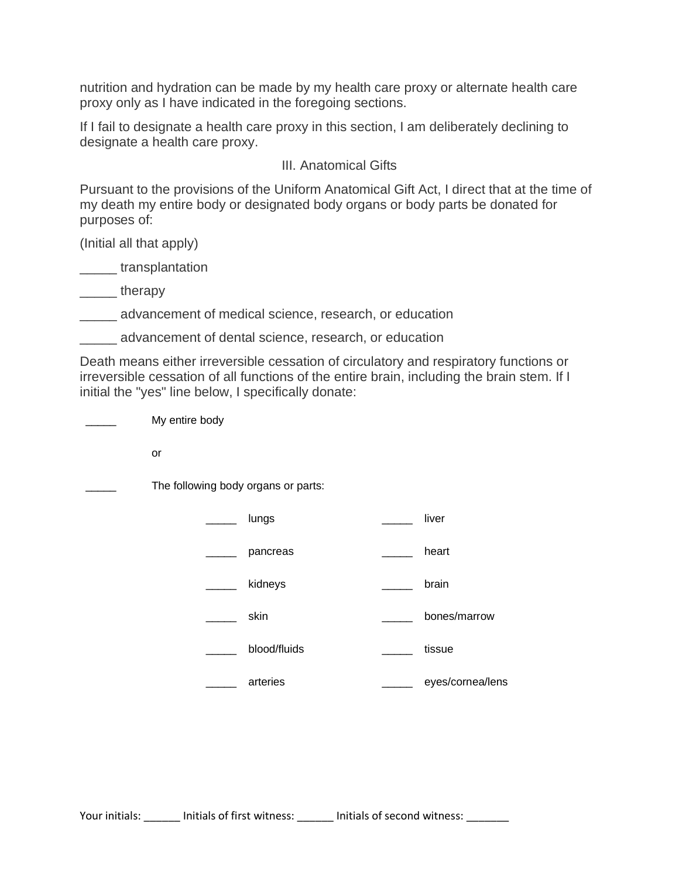nutrition and hydration can be made by my health care proxy or alternate health care proxy only as I have indicated in the foregoing sections.

If I fail to designate a health care proxy in this section, I am deliberately declining to designate a health care proxy.

## III. Anatomical Gifts

Pursuant to the provisions of the Uniform Anatomical Gift Act, I direct that at the time of my death my entire body or designated body organs or body parts be donated for purposes of:

(Initial all that apply)

_____ transplantation

_____ therapy

_____ advancement of medical science, research, or education

_____ advancement of dental science, research, or education

Death means either irreversible cessation of circulatory and respiratory functions or irreversible cessation of all functions of the entire brain, including the brain stem. If I initial the "yes" line below, I specifically donate:

_____ My entire body

or

_____ The following body organs or parts:

| | | | |
|---|---|---|---|
| _____ | lungs | _____ | liver |
| _____ | pancreas | _____ | heart |
| _____ | kidneys | _____ | brain |
| _____ | skin | _____ | bones/marrow |
| _____ | blood/fluids | _____ | tissue |
| _____ | arteries | _____ | eyes/cornea/lens |

Your initials: ______ Initials of first witness: ______ Initials of second witness: _______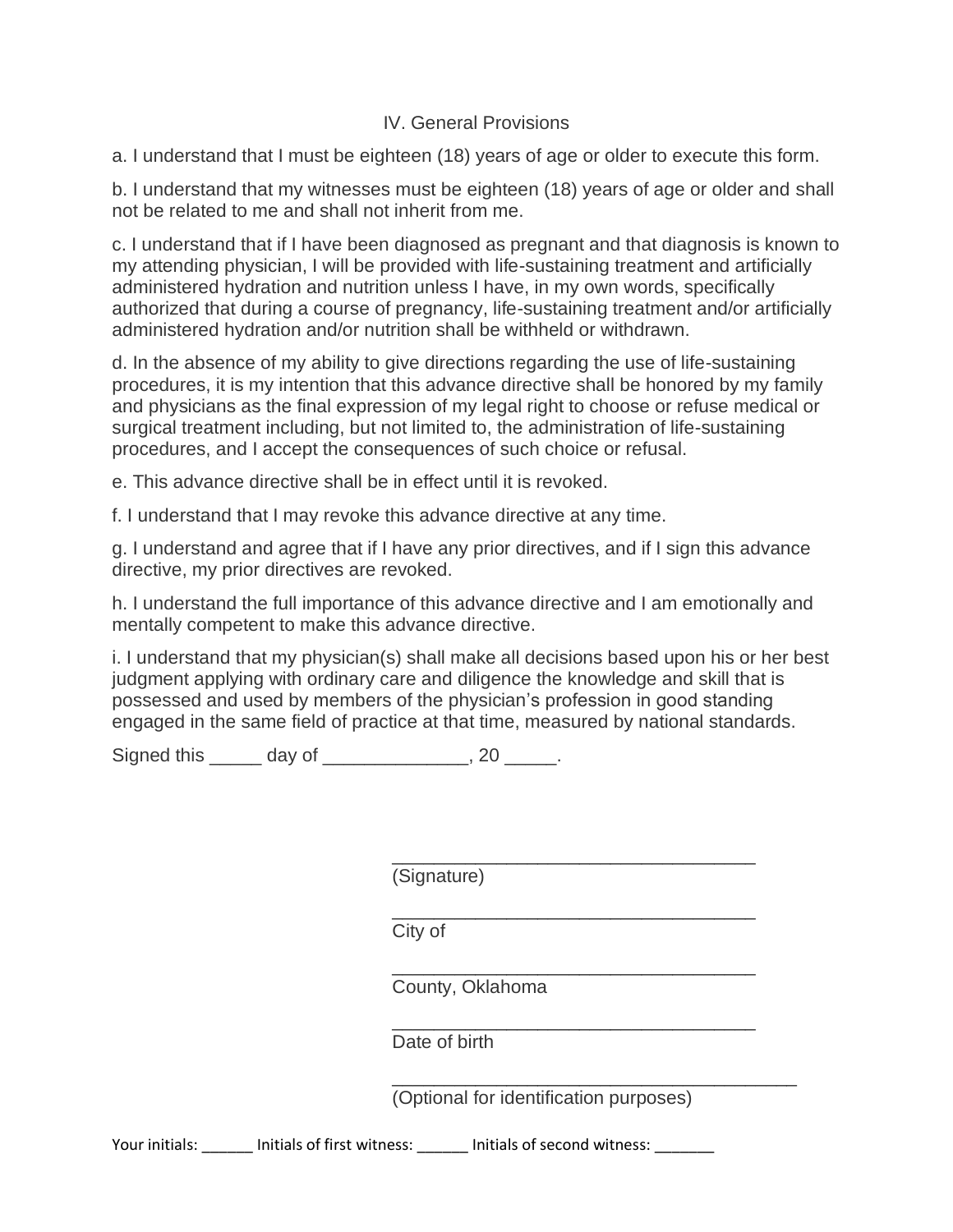## IV. General Provisions

a. I understand that I must be eighteen (18) years of age or older to execute this form.

b. I understand that my witnesses must be eighteen (18) years of age or older and shall not be related to me and shall not inherit from me.

c. I understand that if I have been diagnosed as pregnant and that diagnosis is known to my attending physician, I will be provided with life-sustaining treatment and artificially administered hydration and nutrition unless I have, in my own words, specifically authorized that during a course of pregnancy, life-sustaining treatment and/or artificially administered hydration and/or nutrition shall be withheld or withdrawn.

d. In the absence of my ability to give directions regarding the use of life-sustaining procedures, it is my intention that this advance directive shall be honored by my family and physicians as the final expression of my legal right to choose or refuse medical or surgical treatment including, but not limited to, the administration of life-sustaining procedures, and I accept the consequences of such choice or refusal.

e. This advance directive shall be in effect until it is revoked.

f. I understand that I may revoke this advance directive at any time.

g. I understand and agree that if I have any prior directives, and if I sign this advance directive, my prior directives are revoked.

h. I understand the full importance of this advance directive and I am emotionally and mentally competent to make this advance directive.

i. I understand that my physician(s) shall make all decisions based upon his or her best judgment applying with ordinary care and diligence the knowledge and skill that is possessed and used by members of the physician's profession in good standing engaged in the same field of practice at that time, measured by national standards.

Signed this _____ day of ______________, 20 _____.

____________________________________
(Signature)

____________________________________
City of

____________________________________
County, Oklahoma

____________________________________
Date of birth

________________________________________
(Optional for identification purposes)

Your initials: ______ Initials of first witness: ______ Initials of second witness: _______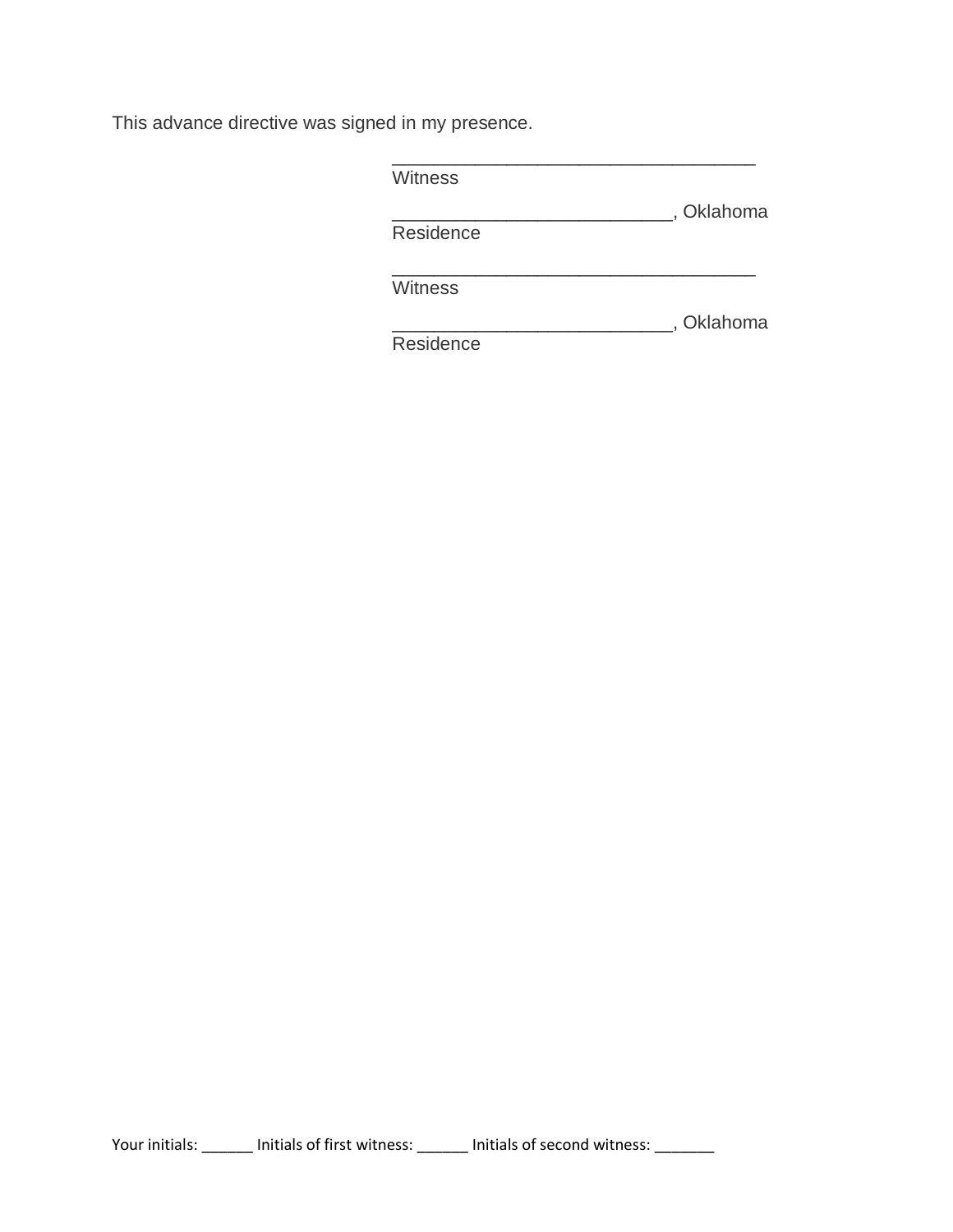This advance directive was signed in my presence.

\_\_\_\_\_\_\_\_\_\_\_\_\_\_\_\_\_\_\_\_\_\_\_\_\_\_\_\_\_\_\_\_\_\_\_
Witness

\_\_\_\_\_\_\_\_\_\_\_\_\_\_\_\_\_\_\_\_\_\_\_\_\_\_\_, Oklahoma
Residence

\_\_\_\_\_\_\_\_\_\_\_\_\_\_\_\_\_\_\_\_\_\_\_\_\_\_\_\_\_\_\_\_\_\_\_
Witness

\_\_\_\_\_\_\_\_\_\_\_\_\_\_\_\_\_\_\_\_\_\_\_\_\_\_\_, Oklahoma
Residence

Your initials: \_\_\_\_\_\_ Initials of first witness: \_\_\_\_\_\_ Initials of second witness: \_\_\_\_\_\_\_